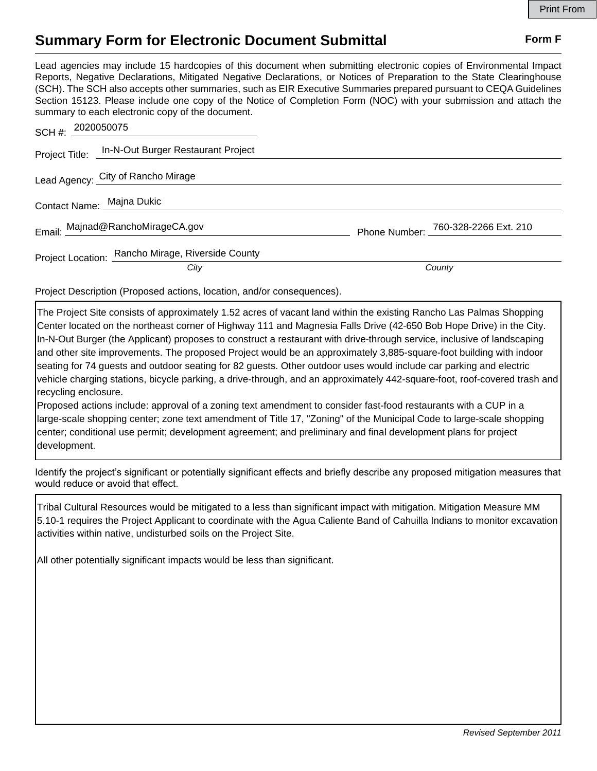Print From

# Summary Form for Electronic Document Submittal

**Form F**

Lead agencies may include 15 hardcopies of this document when submitting electronic copies of Environmental Impact Reports, Negative Declarations, Mitigated Negative Declarations, or Notices of Preparation to the State Clearinghouse (SCH). The SCH also accepts other summaries, such as EIR Executive Summaries prepared pursuant to CEQA Guidelines Section 15123. Please include one copy of the Notice of Completion Form (NOC) with your submission and attach the summary to each electronic copy of the document.

SCH #: 2020050075

Project Title: In-N-Out Burger Restaurant Project

Lead Agency: City of Rancho Mirage

Contact Name: Majna Dukic

Email: Majnad@RanchoMirageCA.gov

Phone Number: 760-328-2266 Ext. 210

Project Location: Rancho Mirage, Riverside County

*City* *County*

Project Description (Proposed actions, location, and/or consequences).

The Project Site consists of approximately 1.52 acres of vacant land within the existing Rancho Las Palmas Shopping Center located on the northeast corner of Highway 111 and Magnesia Falls Drive (42-650 Bob Hope Drive) in the City. In-N-Out Burger (the Applicant) proposes to construct a restaurant with drive-through service, inclusive of landscaping and other site improvements. The proposed Project would be an approximately 3,885-square-foot building with indoor seating for 74 guests and outdoor seating for 82 guests. Other outdoor uses would include car parking and electric vehicle charging stations, bicycle parking, a drive-through, and an approximately 442-square-foot, roof-covered trash and recycling enclosure.

Proposed actions include: approval of a zoning text amendment to consider fast-food restaurants with a CUP in a large-scale shopping center; zone text amendment of Title 17, "Zoning" of the Municipal Code to large-scale shopping center; conditional use permit; development agreement; and preliminary and final development plans for project development.

Identify the project's significant or potentially significant effects and briefly describe any proposed mitigation measures that would reduce or avoid that effect.

Tribal Cultural Resources would be mitigated to a less than significant impact with mitigation. Mitigation Measure MM 5.10-1 requires the Project Applicant to coordinate with the Agua Caliente Band of Cahuilla Indians to monitor excavation activities within native, undisturbed soils on the Project Site.

All other potentially significant impacts would be less than significant.

*Revised September 2011*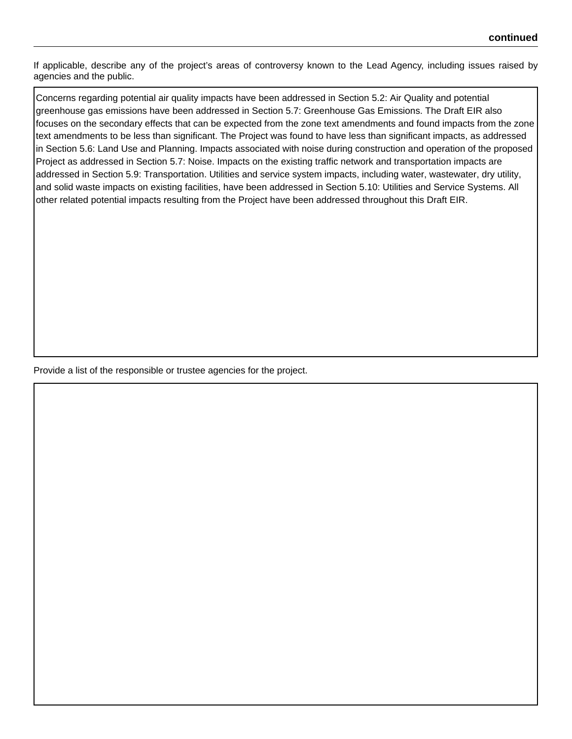**continued**

If applicable, describe any of the project's areas of controversy known to the Lead Agency, including issues raised by agencies and the public.

Concerns regarding potential air quality impacts have been addressed in Section 5.2: Air Quality and potential greenhouse gas emissions have been addressed in Section 5.7: Greenhouse Gas Emissions. The Draft EIR also focuses on the secondary effects that can be expected from the zone text amendments and found impacts from the zone text amendments to be less than significant. The Project was found to have less than significant impacts, as addressed in Section 5.6: Land Use and Planning. Impacts associated with noise during construction and operation of the proposed Project as addressed in Section 5.7: Noise. Impacts on the existing traffic network and transportation impacts are addressed in Section 5.9: Transportation. Utilities and service system impacts, including water, wastewater, dry utility, and solid waste impacts on existing facilities, have been addressed in Section 5.10: Utilities and Service Systems. All other related potential impacts resulting from the Project have been addressed throughout this Draft EIR.

Provide a list of the responsible or trustee agencies for the project.